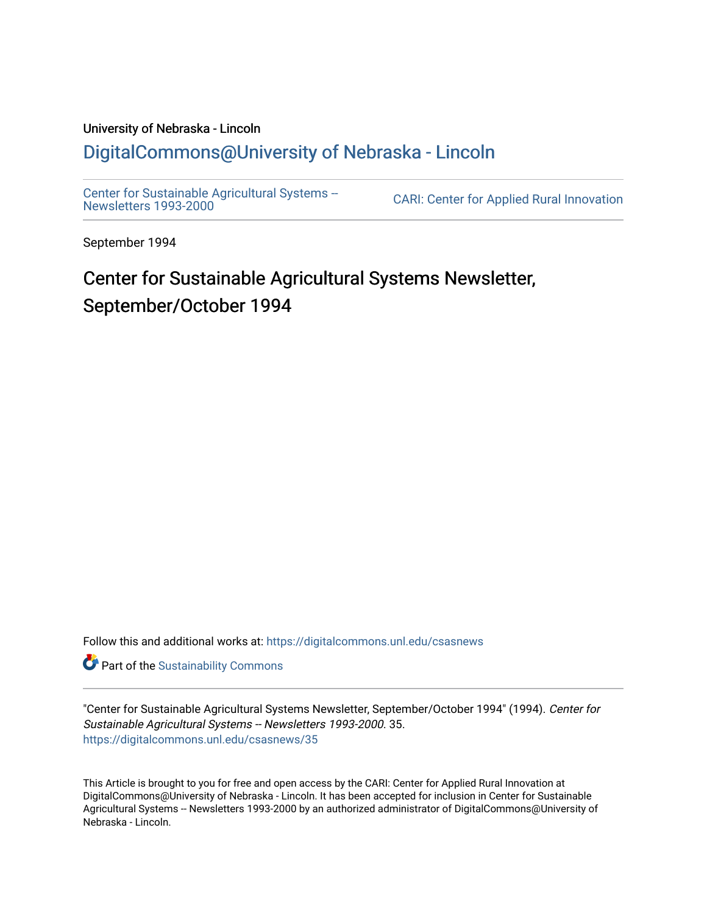University of Nebraska - Lincoln

# DigitalCommons@University of Nebraska - Lincoln

Center for Sustainable Agricultural Systems -- Newsletters 1993-2000

CARI: Center for Applied Rural Innovation

September 1994

## Center for Sustainable Agricultural Systems Newsletter, September/October 1994

Follow this and additional works at: https://digitalcommons.unl.edu/csasnews

Part of the Sustainability Commons

"Center for Sustainable Agricultural Systems Newsletter, September/October 1994" (1994). *Center for Sustainable Agricultural Systems -- Newsletters 1993-2000*. 35.
https://digitalcommons.unl.edu/csasnews/35

This Article is brought to you for free and open access by the CARI: Center for Applied Rural Innovation at DigitalCommons@University of Nebraska - Lincoln. It has been accepted for inclusion in Center for Sustainable Agricultural Systems -- Newsletters 1993-2000 by an authorized administrator of DigitalCommons@University of Nebraska - Lincoln.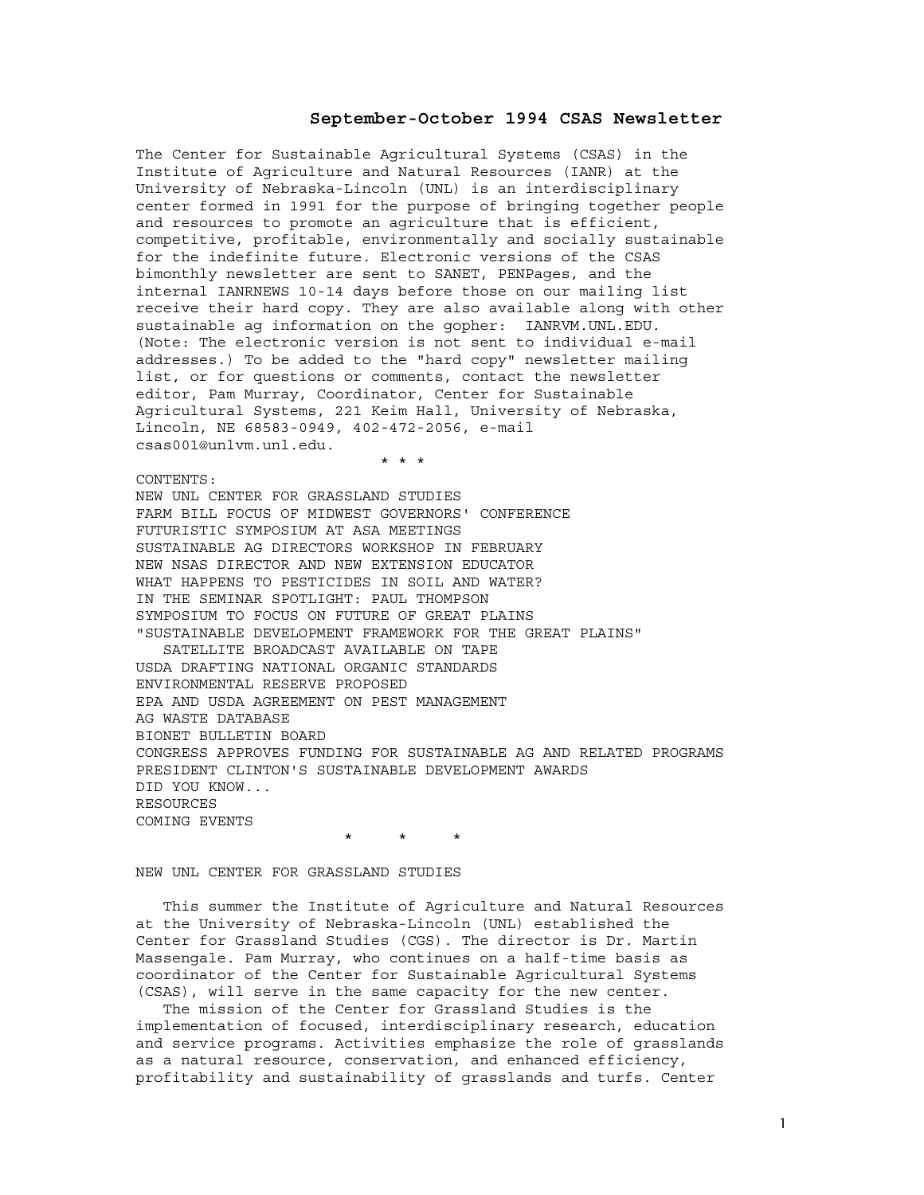# September-October 1994 CSAS Newsletter

The Center for Sustainable Agricultural Systems (CSAS) in the Institute of Agriculture and Natural Resources (IANR) at the University of Nebraska-Lincoln (UNL) is an interdisciplinary center formed in 1991 for the purpose of bringing together people and resources to promote an agriculture that is efficient, competitive, profitable, environmentally and socially sustainable for the indefinite future. Electronic versions of the CSAS bimonthly newsletter are sent to SANET, PENPages, and the internal IANRNEWS 10-14 days before those on our mailing list receive their hard copy. They are also available along with other sustainable ag information on the gopher: IANRVM.UNL.EDU. (Note: The electronic version is not sent to individual e-mail addresses.) To be added to the "hard copy" newsletter mailing list, or for questions or comments, contact the newsletter editor, Pam Murray, Coordinator, Center for Sustainable Agricultural Systems, 221 Keim Hall, University of Nebraska, Lincoln, NE 68583-0949, 402-472-2056, e-mail csas001@unlvm.unl.edu.

\* \* \*

CONTENTS:

- NEW UNL CENTER FOR GRASSLAND STUDIES
- FARM BILL FOCUS OF MIDWEST GOVERNORS' CONFERENCE
- FUTURISTIC SYMPOSIUM AT ASA MEETINGS
- SUSTAINABLE AG DIRECTORS WORKSHOP IN FEBRUARY
- NEW NSAS DIRECTOR AND NEW EXTENSION EDUCATOR
- WHAT HAPPENS TO PESTICIDES IN SOIL AND WATER?
- IN THE SEMINAR SPOTLIGHT: PAUL THOMPSON
- SYMPOSIUM TO FOCUS ON FUTURE OF GREAT PLAINS
- "SUSTAINABLE DEVELOPMENT FRAMEWORK FOR THE GREAT PLAINS" SATELLITE BROADCAST AVAILABLE ON TAPE
- USDA DRAFTING NATIONAL ORGANIC STANDARDS
- ENVIRONMENTAL RESERVE PROPOSED
- EPA AND USDA AGREEMENT ON PEST MANAGEMENT
- AG WASTE DATABASE
- BIONET BULLETIN BOARD
- CONGRESS APPROVES FUNDING FOR SUSTAINABLE AG AND RELATED PROGRAMS
- PRESIDENT CLINTON'S SUSTAINABLE DEVELOPMENT AWARDS
- DID YOU KNOW...
- RESOURCES
- COMING EVENTS

\* \* \*

## NEW UNL CENTER FOR GRASSLAND STUDIES

This summer the Institute of Agriculture and Natural Resources at the University of Nebraska-Lincoln (UNL) established the Center for Grassland Studies (CGS). The director is Dr. Martin Massengale. Pam Murray, who continues on a half-time basis as coordinator of the Center for Sustainable Agricultural Systems (CSAS), will serve in the same capacity for the new center.

The mission of the Center for Grassland Studies is the implementation of focused, interdisciplinary research, education and service programs. Activities emphasize the role of grasslands as a natural resource, conservation, and enhanced efficiency, profitability and sustainability of grasslands and turfs. Center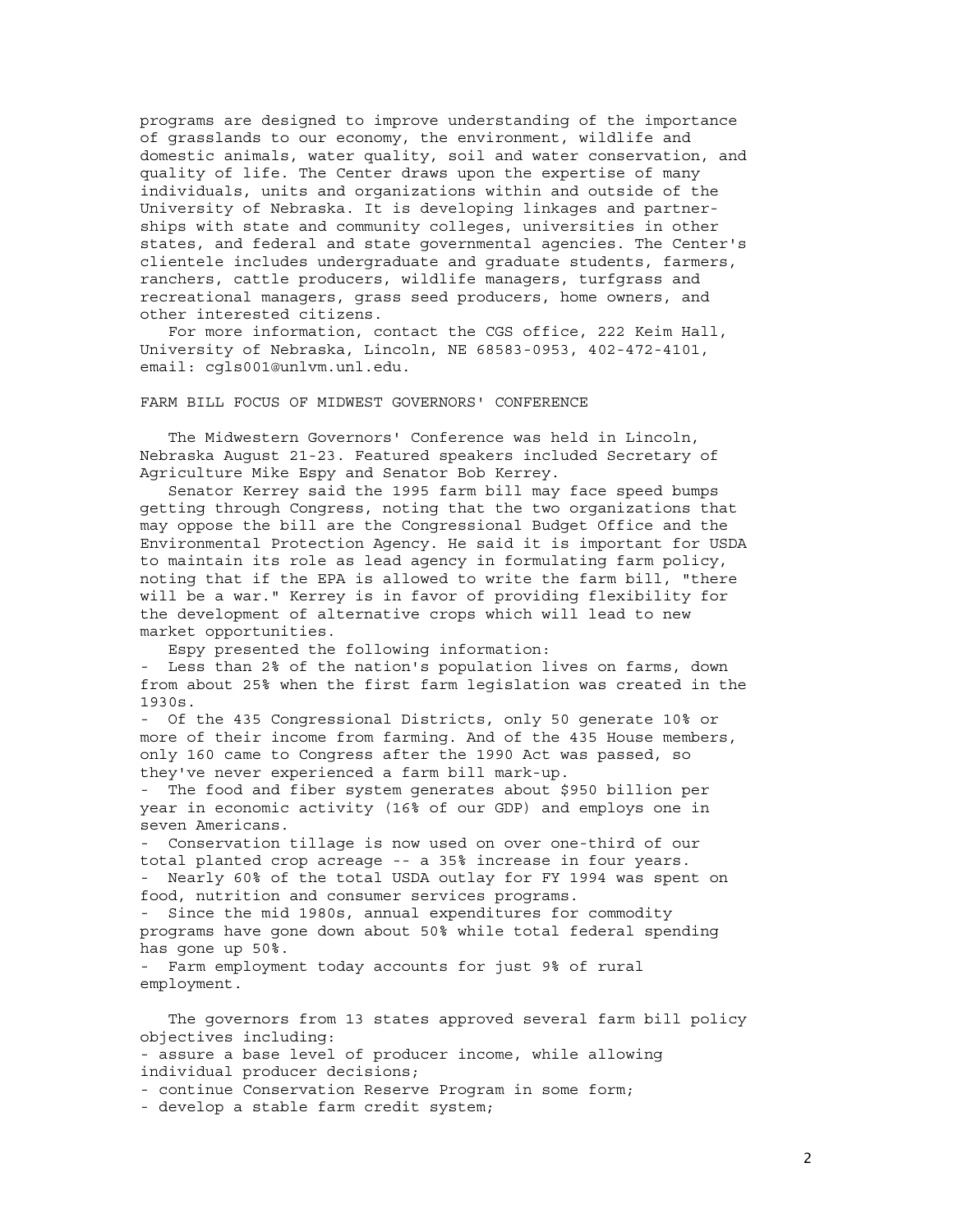programs are designed to improve understanding of the importance of grasslands to our economy, the environment, wildlife and domestic animals, water quality, soil and water conservation, and quality of life. The Center draws upon the expertise of many individuals, units and organizations within and outside of the University of Nebraska. It is developing linkages and partnerships with state and community colleges, universities in other states, and federal and state governmental agencies. The Center's clientele includes undergraduate and graduate students, farmers, ranchers, cattle producers, wildlife managers, turfgrass and recreational managers, grass seed producers, home owners, and other interested citizens.

For more information, contact the CGS office, 222 Keim Hall, University of Nebraska, Lincoln, NE 68583-0953, 402-472-4101, email: cgls001@unlvm.unl.edu.

## FARM BILL FOCUS OF MIDWEST GOVERNORS' CONFERENCE

The Midwestern Governors' Conference was held in Lincoln, Nebraska August 21-23. Featured speakers included Secretary of Agriculture Mike Espy and Senator Bob Kerrey.

Senator Kerrey said the 1995 farm bill may face speed bumps getting through Congress, noting that the two organizations that may oppose the bill are the Congressional Budget Office and the Environmental Protection Agency. He said it is important for USDA to maintain its role as lead agency in formulating farm policy, noting that if the EPA is allowed to write the farm bill, "there will be a war." Kerrey is in favor of providing flexibility for the development of alternative crops which will lead to new market opportunities.

Espy presented the following information:

- Less than 2% of the nation's population lives on farms, down from about 25% when the first farm legislation was created in the 1930s.
- Of the 435 Congressional Districts, only 50 generate 10% or more of their income from farming. And of the 435 House members, only 160 came to Congress after the 1990 Act was passed, so they've never experienced a farm bill mark-up.
- The food and fiber system generates about $950 billion per year in economic activity (16% of our GDP) and employs one in seven Americans.
- Conservation tillage is now used on over one-third of our total planted crop acreage -- a 35% increase in four years.
- Nearly 60% of the total USDA outlay for FY 1994 was spent on food, nutrition and consumer services programs.
- Since the mid 1980s, annual expenditures for commodity programs have gone down about 50% while total federal spending has gone up 50%.
- Farm employment today accounts for just 9% of rural employment.

The governors from 13 states approved several farm bill policy objectives including:

- assure a base level of producer income, while allowing individual producer decisions;
- continue Conservation Reserve Program in some form;
- develop a stable farm credit system;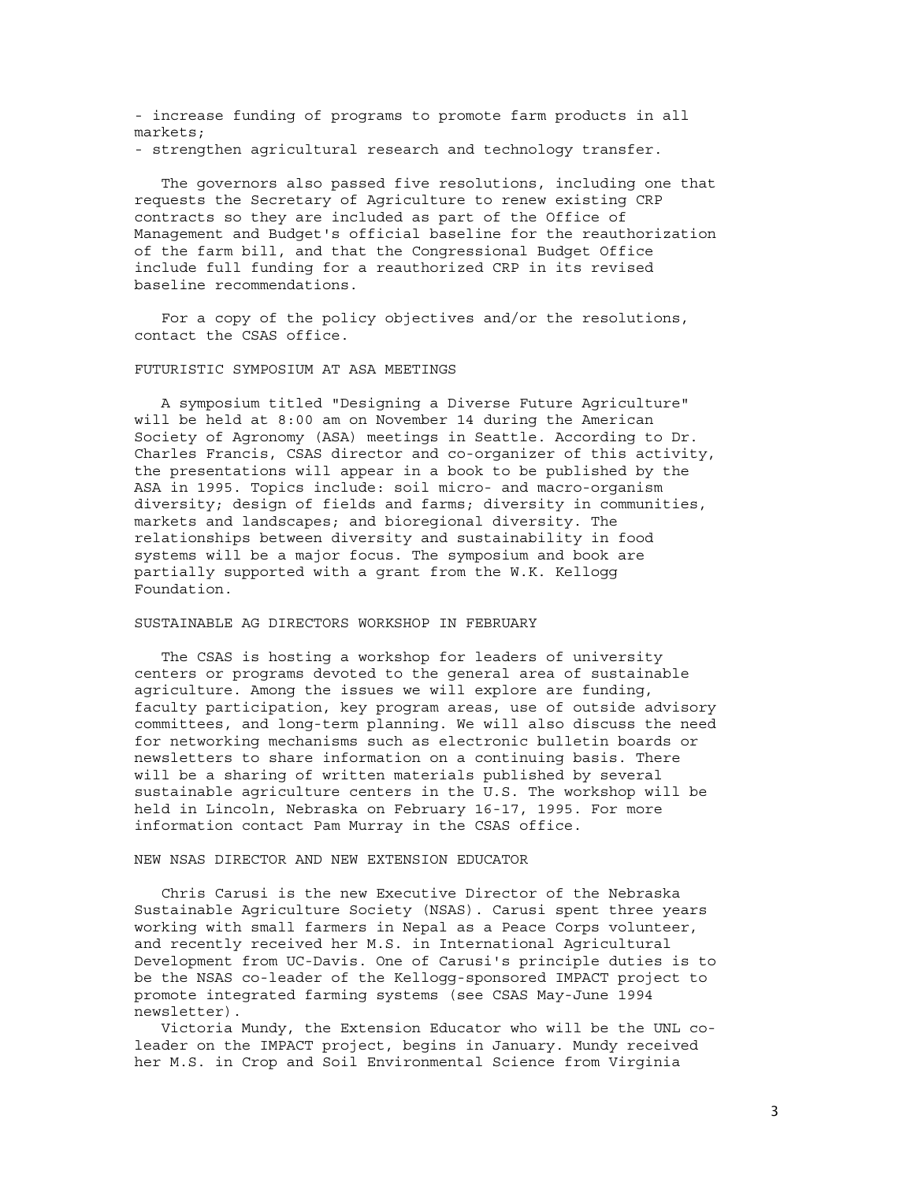- increase funding of programs to promote farm products in all markets;
- strengthen agricultural research and technology transfer.

The governors also passed five resolutions, including one that requests the Secretary of Agriculture to renew existing CRP contracts so they are included as part of the Office of Management and Budget's official baseline for the reauthorization of the farm bill, and that the Congressional Budget Office include full funding for a reauthorized CRP in its revised baseline recommendations.

For a copy of the policy objectives and/or the resolutions, contact the CSAS office.

## FUTURISTIC SYMPOSIUM AT ASA MEETINGS

A symposium titled "Designing a Diverse Future Agriculture" will be held at 8:00 am on November 14 during the American Society of Agronomy (ASA) meetings in Seattle. According to Dr. Charles Francis, CSAS director and co-organizer of this activity, the presentations will appear in a book to be published by the ASA in 1995. Topics include: soil micro- and macro-organism diversity; design of fields and farms; diversity in communities, markets and landscapes; and bioregional diversity. The relationships between diversity and sustainability in food systems will be a major focus. The symposium and book are partially supported with a grant from the W.K. Kellogg Foundation.

## SUSTAINABLE AG DIRECTORS WORKSHOP IN FEBRUARY

The CSAS is hosting a workshop for leaders of university centers or programs devoted to the general area of sustainable agriculture. Among the issues we will explore are funding, faculty participation, key program areas, use of outside advisory committees, and long-term planning. We will also discuss the need for networking mechanisms such as electronic bulletin boards or newsletters to share information on a continuing basis. There will be a sharing of written materials published by several sustainable agriculture centers in the U.S. The workshop will be held in Lincoln, Nebraska on February 16-17, 1995. For more information contact Pam Murray in the CSAS office.

## NEW NSAS DIRECTOR AND NEW EXTENSION EDUCATOR

Chris Carusi is the new Executive Director of the Nebraska Sustainable Agriculture Society (NSAS). Carusi spent three years working with small farmers in Nepal as a Peace Corps volunteer, and recently received her M.S. in International Agricultural Development from UC-Davis. One of Carusi's principle duties is to be the NSAS co-leader of the Kellogg-sponsored IMPACT project to promote integrated farming systems (see CSAS May-June 1994 newsletter).

Victoria Mundy, the Extension Educator who will be the UNL co-leader on the IMPACT project, begins in January. Mundy received her M.S. in Crop and Soil Environmental Science from Virginia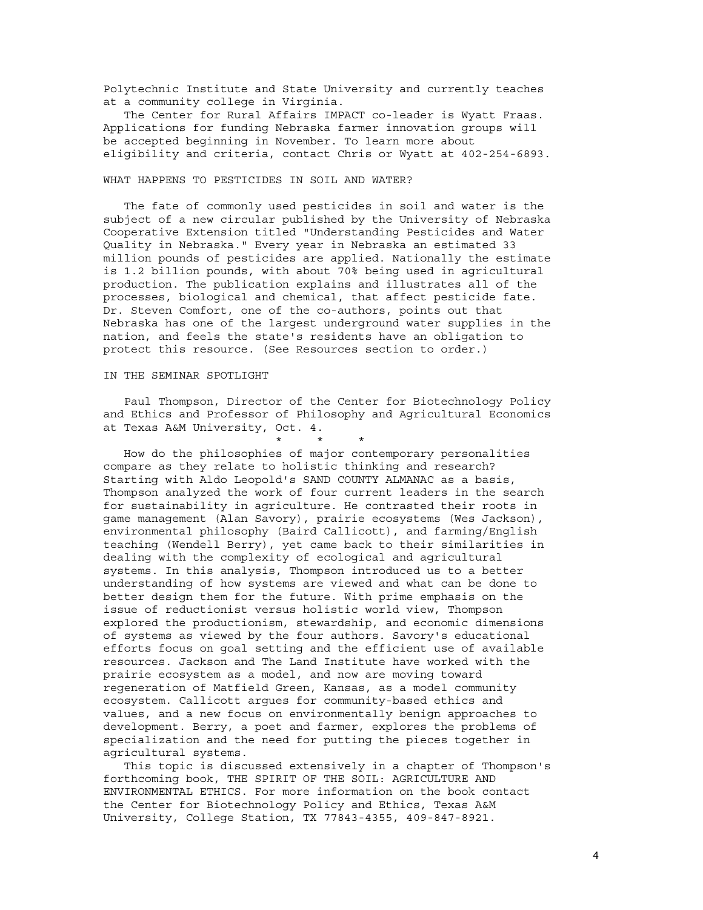Polytechnic Institute and State University and currently teaches at a community college in Virginia.

The Center for Rural Affairs IMPACT co-leader is Wyatt Fraas. Applications for funding Nebraska farmer innovation groups will be accepted beginning in November. To learn more about eligibility and criteria, contact Chris or Wyatt at 402-254-6893.

## WHAT HAPPENS TO PESTICIDES IN SOIL AND WATER?

The fate of commonly used pesticides in soil and water is the subject of a new circular published by the University of Nebraska Cooperative Extension titled "Understanding Pesticides and Water Quality in Nebraska." Every year in Nebraska an estimated 33 million pounds of pesticides are applied. Nationally the estimate is 1.2 billion pounds, with about 70% being used in agricultural production. The publication explains and illustrates all of the processes, biological and chemical, that affect pesticide fate. Dr. Steven Comfort, one of the co-authors, points out that Nebraska has one of the largest underground water supplies in the nation, and feels the state's residents have an obligation to protect this resource. (See Resources section to order.)

## IN THE SEMINAR SPOTLIGHT

Paul Thompson, Director of the Center for Biotechnology Policy and Ethics and Professor of Philosophy and Agricultural Economics at Texas A&M University, Oct. 4.

\* \* \*

How do the philosophies of major contemporary personalities compare as they relate to holistic thinking and research? Starting with Aldo Leopold's SAND COUNTY ALMANAC as a basis, Thompson analyzed the work of four current leaders in the search for sustainability in agriculture. He contrasted their roots in game management (Alan Savory), prairie ecosystems (Wes Jackson), environmental philosophy (Baird Callicott), and farming/English teaching (Wendell Berry), yet came back to their similarities in dealing with the complexity of ecological and agricultural systems. In this analysis, Thompson introduced us to a better understanding of how systems are viewed and what can be done to better design them for the future. With prime emphasis on the issue of reductionist versus holistic world view, Thompson explored the productionism, stewardship, and economic dimensions of systems as viewed by the four authors. Savory's educational efforts focus on goal setting and the efficient use of available resources. Jackson and The Land Institute have worked with the prairie ecosystem as a model, and now are moving toward regeneration of Matfield Green, Kansas, as a model community ecosystem. Callicott argues for community-based ethics and values, and a new focus on environmentally benign approaches to development. Berry, a poet and farmer, explores the problems of specialization and the need for putting the pieces together in agricultural systems.

This topic is discussed extensively in a chapter of Thompson's forthcoming book, THE SPIRIT OF THE SOIL: AGRICULTURE AND ENVIRONMENTAL ETHICS. For more information on the book contact the Center for Biotechnology Policy and Ethics, Texas A&M University, College Station, TX 77843-4355, 409-847-8921.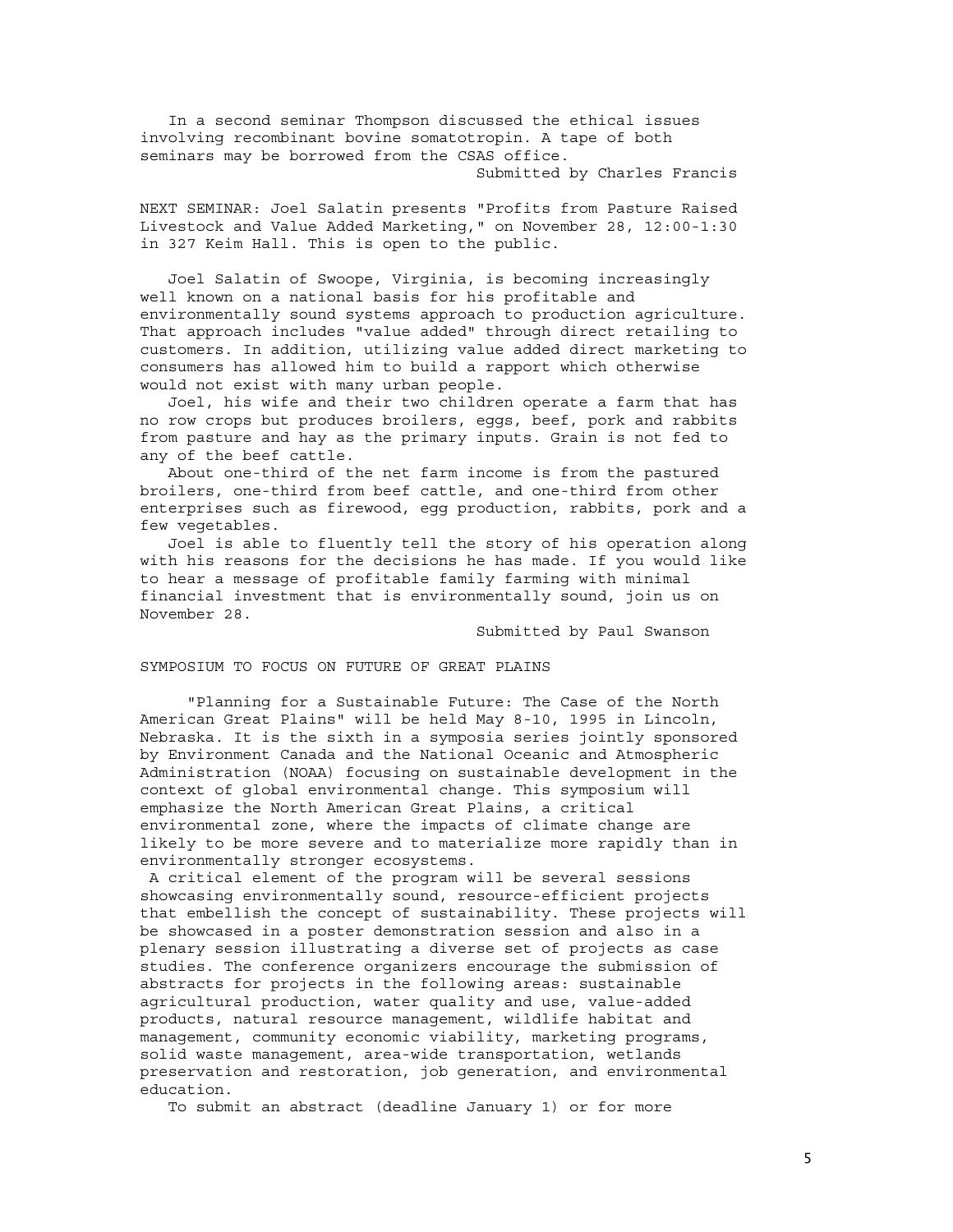In a second seminar Thompson discussed the ethical issues involving recombinant bovine somatotropin. A tape of both seminars may be borrowed from the CSAS office.

Submitted by Charles Francis

NEXT SEMINAR: Joel Salatin presents "Profits from Pasture Raised Livestock and Value Added Marketing," on November 28, 12:00-1:30 in 327 Keim Hall. This is open to the public.

Joel Salatin of Swoope, Virginia, is becoming increasingly well known on a national basis for his profitable and environmentally sound systems approach to production agriculture. That approach includes "value added" through direct retailing to customers. In addition, utilizing value added direct marketing to consumers has allowed him to build a rapport which otherwise would not exist with many urban people.

Joel, his wife and their two children operate a farm that has no row crops but produces broilers, eggs, beef, pork and rabbits from pasture and hay as the primary inputs. Grain is not fed to any of the beef cattle.

About one-third of the net farm income is from the pastured broilers, one-third from beef cattle, and one-third from other enterprises such as firewood, egg production, rabbits, pork and a few vegetables.

Joel is able to fluently tell the story of his operation along with his reasons for the decisions he has made. If you would like to hear a message of profitable family farming with minimal financial investment that is environmentally sound, join us on November 28.

Submitted by Paul Swanson

## SYMPOSIUM TO FOCUS ON FUTURE OF GREAT PLAINS

"Planning for a Sustainable Future: The Case of the North American Great Plains" will be held May 8-10, 1995 in Lincoln, Nebraska. It is the sixth in a symposia series jointly sponsored by Environment Canada and the National Oceanic and Atmospheric Administration (NOAA) focusing on sustainable development in the context of global environmental change. This symposium will emphasize the North American Great Plains, a critical environmental zone, where the impacts of climate change are likely to be more severe and to materialize more rapidly than in environmentally stronger ecosystems.

A critical element of the program will be several sessions showcasing environmentally sound, resource-efficient projects that embellish the concept of sustainability. These projects will be showcased in a poster demonstration session and also in a plenary session illustrating a diverse set of projects as case studies. The conference organizers encourage the submission of abstracts for projects in the following areas: sustainable agricultural production, water quality and use, value-added products, natural resource management, wildlife habitat and management, community economic viability, marketing programs, solid waste management, area-wide transportation, wetlands preservation and restoration, job generation, and environmental education.

To submit an abstract (deadline January 1) or for more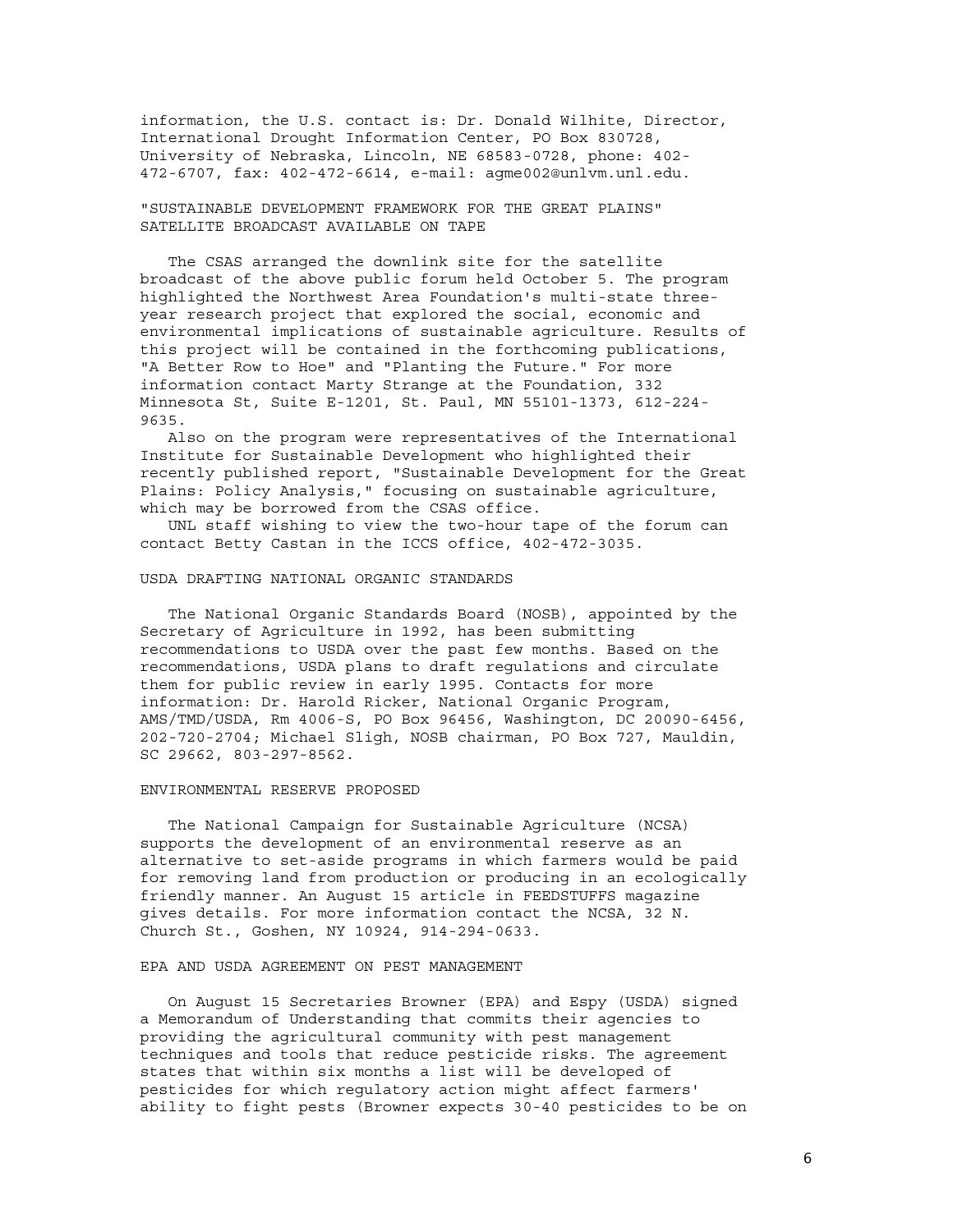information, the U.S. contact is: Dr. Donald Wilhite, Director, International Drought Information Center, PO Box 830728, University of Nebraska, Lincoln, NE 68583-0728, phone: 402-472-6707, fax: 402-472-6614, e-mail: agme002@unlvm.unl.edu.

## "SUSTAINABLE DEVELOPMENT FRAMEWORK FOR THE GREAT PLAINS" SATELLITE BROADCAST AVAILABLE ON TAPE

The CSAS arranged the downlink site for the satellite broadcast of the above public forum held October 5. The program highlighted the Northwest Area Foundation's multi-state three-year research project that explored the social, economic and environmental implications of sustainable agriculture. Results of this project will be contained in the forthcoming publications, "A Better Row to Hoe" and "Planting the Future." For more information contact Marty Strange at the Foundation, 332 Minnesota St, Suite E-1201, St. Paul, MN 55101-1373, 612-224-9635.

Also on the program were representatives of the International Institute for Sustainable Development who highlighted their recently published report, "Sustainable Development for the Great Plains: Policy Analysis," focusing on sustainable agriculture, which may be borrowed from the CSAS office.

UNL staff wishing to view the two-hour tape of the forum can contact Betty Castan in the ICCS office, 402-472-3035.

## USDA DRAFTING NATIONAL ORGANIC STANDARDS

The National Organic Standards Board (NOSB), appointed by the Secretary of Agriculture in 1992, has been submitting recommendations to USDA over the past few months. Based on the recommendations, USDA plans to draft regulations and circulate them for public review in early 1995. Contacts for more information: Dr. Harold Ricker, National Organic Program, AMS/TMD/USDA, Rm 4006-S, PO Box 96456, Washington, DC 20090-6456, 202-720-2704; Michael Sligh, NOSB chairman, PO Box 727, Mauldin, SC 29662, 803-297-8562.

## ENVIRONMENTAL RESERVE PROPOSED

The National Campaign for Sustainable Agriculture (NCSA) supports the development of an environmental reserve as an alternative to set-aside programs in which farmers would be paid for removing land from production or producing in an ecologically friendly manner. An August 15 article in FEEDSTUFFS magazine gives details. For more information contact the NCSA, 32 N. Church St., Goshen, NY 10924, 914-294-0633.

## EPA AND USDA AGREEMENT ON PEST MANAGEMENT

On August 15 Secretaries Browner (EPA) and Espy (USDA) signed a Memorandum of Understanding that commits their agencies to providing the agricultural community with pest management techniques and tools that reduce pesticide risks. The agreement states that within six months a list will be developed of pesticides for which regulatory action might affect farmers' ability to fight pests (Browner expects 30-40 pesticides to be on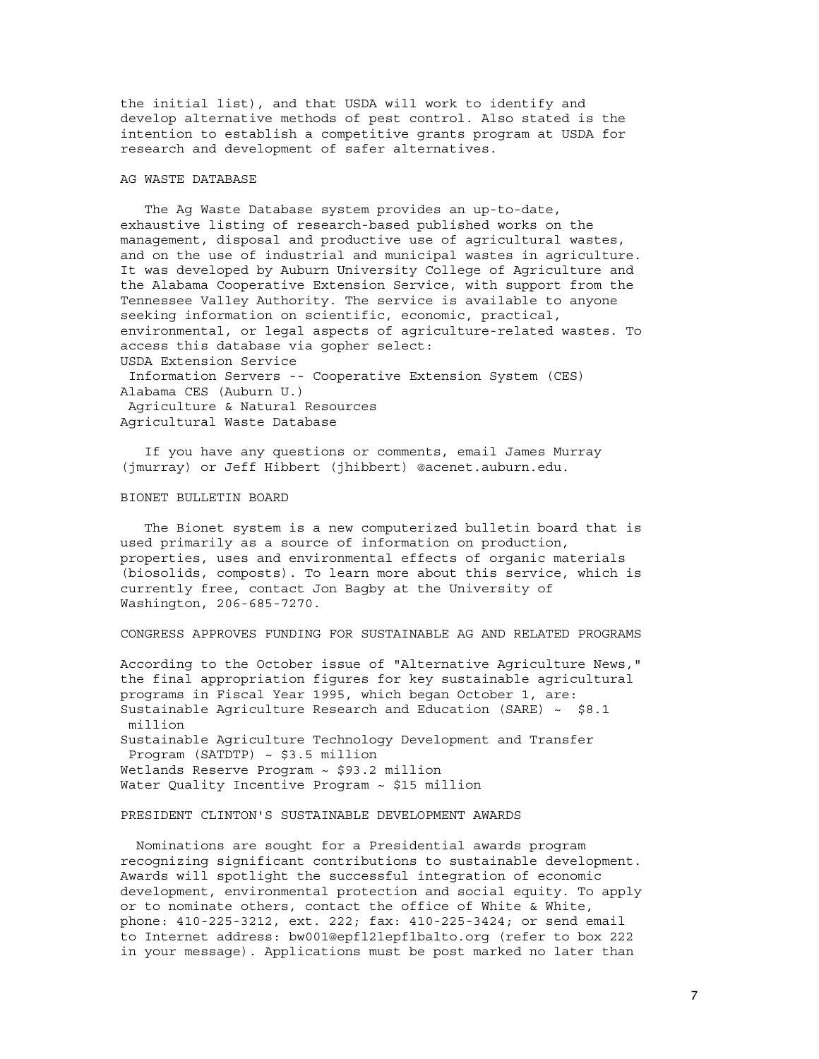the initial list), and that USDA will work to identify and develop alternative methods of pest control. Also stated is the intention to establish a competitive grants program at USDA for research and development of safer alternatives.

## AG WASTE DATABASE

The Ag Waste Database system provides an up-to-date, exhaustive listing of research-based published works on the management, disposal and productive use of agricultural wastes, and on the use of industrial and municipal wastes in agriculture. It was developed by Auburn University College of Agriculture and the Alabama Cooperative Extension Service, with support from the Tennessee Valley Authority. The service is available to anyone seeking information on scientific, economic, practical, environmental, or legal aspects of agriculture-related wastes. To access this database via gopher select:
USDA Extension Service
 Information Servers -- Cooperative Extension System (CES)
Alabama CES (Auburn U.)
 Agriculture & Natural Resources
Agricultural Waste Database

If you have any questions or comments, email James Murray (jmurray) or Jeff Hibbert (jhibbert) @acenet.auburn.edu.

## BIONET BULLETIN BOARD

The Bionet system is a new computerized bulletin board that is used primarily as a source of information on production, properties, uses and environmental effects of organic materials (biosolids, composts). To learn more about this service, which is currently free, contact Jon Bagby at the University of Washington, 206-685-7270.

## CONGRESS APPROVES FUNDING FOR SUSTAINABLE AG AND RELATED PROGRAMS

According to the October issue of "Alternative Agriculture News," the final appropriation figures for key sustainable agricultural programs in Fiscal Year 1995, which began October 1, are:
Sustainable Agriculture Research and Education (SARE) ~ $8.1 million
Sustainable Agriculture Technology Development and Transfer Program (SATDTP) ~ $3.5 million
Wetlands Reserve Program ~ $93.2 million
Water Quality Incentive Program ~ $15 million

## PRESIDENT CLINTON'S SUSTAINABLE DEVELOPMENT AWARDS

Nominations are sought for a Presidential awards program recognizing significant contributions to sustainable development. Awards will spotlight the successful integration of economic development, environmental protection and social equity. To apply or to nominate others, contact the office of White & White, phone: 410-225-3212, ext. 222; fax: 410-225-3424; or send email to Internet address: bw001@epfl2lepflbalto.org (refer to box 222 in your message). Applications must be post marked no later than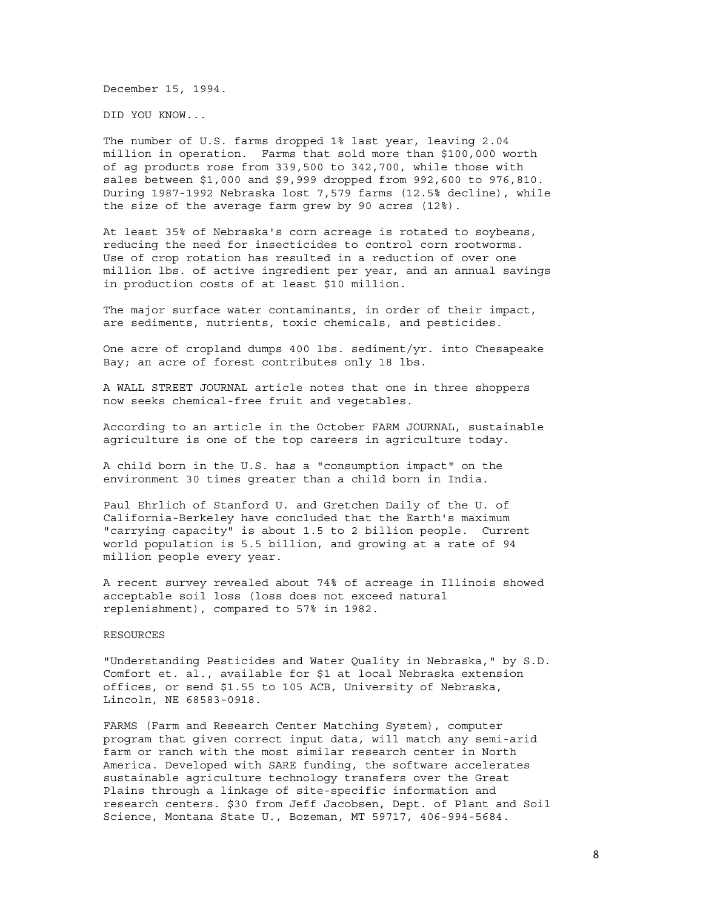December 15, 1994.

DID YOU KNOW...

The number of U.S. farms dropped 1% last year, leaving 2.04 million in operation. Farms that sold more than $100,000 worth of ag products rose from 339,500 to 342,700, while those with sales between $1,000 and $9,999 dropped from 992,600 to 976,810. During 1987-1992 Nebraska lost 7,579 farms (12.5% decline), while the size of the average farm grew by 90 acres (12%).

At least 35% of Nebraska's corn acreage is rotated to soybeans, reducing the need for insecticides to control corn rootworms. Use of crop rotation has resulted in a reduction of over one million lbs. of active ingredient per year, and an annual savings in production costs of at least $10 million.

The major surface water contaminants, in order of their impact, are sediments, nutrients, toxic chemicals, and pesticides.

One acre of cropland dumps 400 lbs. sediment/yr. into Chesapeake Bay; an acre of forest contributes only 18 lbs.

A WALL STREET JOURNAL article notes that one in three shoppers now seeks chemical-free fruit and vegetables.

According to an article in the October FARM JOURNAL, sustainable agriculture is one of the top careers in agriculture today.

A child born in the U.S. has a "consumption impact" on the environment 30 times greater than a child born in India.

Paul Ehrlich of Stanford U. and Gretchen Daily of the U. of California-Berkeley have concluded that the Earth's maximum "carrying capacity" is about 1.5 to 2 billion people. Current world population is 5.5 billion, and growing at a rate of 94 million people every year.

A recent survey revealed about 74% of acreage in Illinois showed acceptable soil loss (loss does not exceed natural replenishment), compared to 57% in 1982.

RESOURCES

"Understanding Pesticides and Water Quality in Nebraska," by S.D. Comfort et. al., available for $1 at local Nebraska extension offices, or send $1.55 to 105 ACB, University of Nebraska, Lincoln, NE 68583-0918.

FARMS (Farm and Research Center Matching System), computer program that given correct input data, will match any semi-arid farm or ranch with the most similar research center in North America. Developed with SARE funding, the software accelerates sustainable agriculture technology transfers over the Great Plains through a linkage of site-specific information and research centers. $30 from Jeff Jacobsen, Dept. of Plant and Soil Science, Montana State U., Bozeman, MT 59717, 406-994-5684.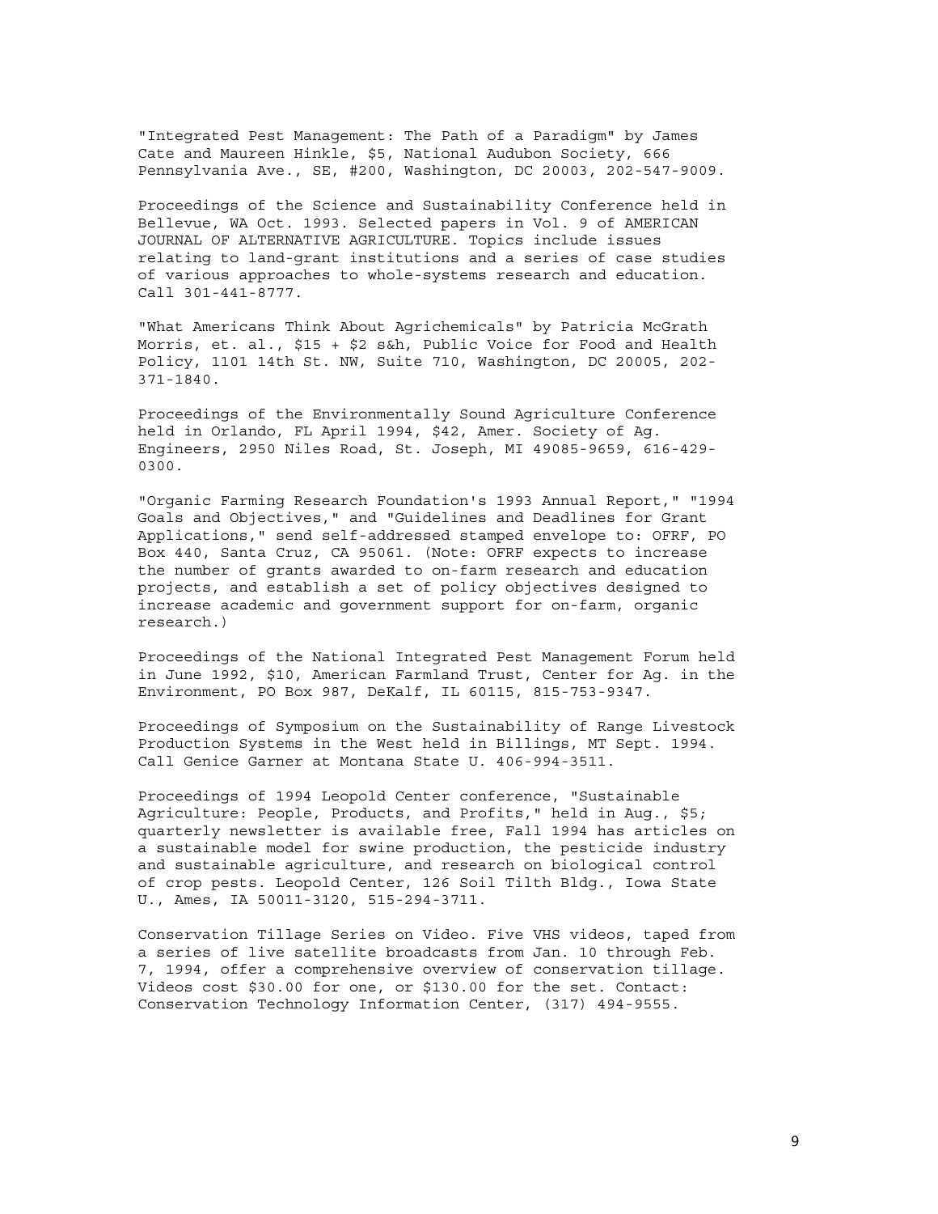"Integrated Pest Management: The Path of a Paradigm" by James Cate and Maureen Hinkle, $5, National Audubon Society, 666 Pennsylvania Ave., SE, #200, Washington, DC 20003, 202-547-9009.

Proceedings of the Science and Sustainability Conference held in Bellevue, WA Oct. 1993. Selected papers in Vol. 9 of AMERICAN JOURNAL OF ALTERNATIVE AGRICULTURE. Topics include issues relating to land-grant institutions and a series of case studies of various approaches to whole-systems research and education. Call 301-441-8777.

"What Americans Think About Agrichemicals" by Patricia McGrath Morris, et. al., $15 + $2 s&h, Public Voice for Food and Health Policy, 1101 14th St. NW, Suite 710, Washington, DC 20005, 202-371-1840.

Proceedings of the Environmentally Sound Agriculture Conference held in Orlando, FL April 1994, $42, Amer. Society of Ag. Engineers, 2950 Niles Road, St. Joseph, MI 49085-9659, 616-429-0300.

"Organic Farming Research Foundation's 1993 Annual Report," "1994 Goals and Objectives," and "Guidelines and Deadlines for Grant Applications," send self-addressed stamped envelope to: OFRF, PO Box 440, Santa Cruz, CA 95061. (Note: OFRF expects to increase the number of grants awarded to on-farm research and education projects, and establish a set of policy objectives designed to increase academic and government support for on-farm, organic research.)

Proceedings of the National Integrated Pest Management Forum held in June 1992, $10, American Farmland Trust, Center for Ag. in the Environment, PO Box 987, DeKalf, IL 60115, 815-753-9347.

Proceedings of Symposium on the Sustainability of Range Livestock Production Systems in the West held in Billings, MT Sept. 1994. Call Genice Garner at Montana State U. 406-994-3511.

Proceedings of 1994 Leopold Center conference, "Sustainable Agriculture: People, Products, and Profits," held in Aug., $5; quarterly newsletter is available free, Fall 1994 has articles on a sustainable model for swine production, the pesticide industry and sustainable agriculture, and research on biological control of crop pests. Leopold Center, 126 Soil Tilth Bldg., Iowa State U., Ames, IA 50011-3120, 515-294-3711.

Conservation Tillage Series on Video. Five VHS videos, taped from a series of live satellite broadcasts from Jan. 10 through Feb. 7, 1994, offer a comprehensive overview of conservation tillage. Videos cost $30.00 for one, or $130.00 for the set. Contact: Conservation Technology Information Center, (317) 494-9555.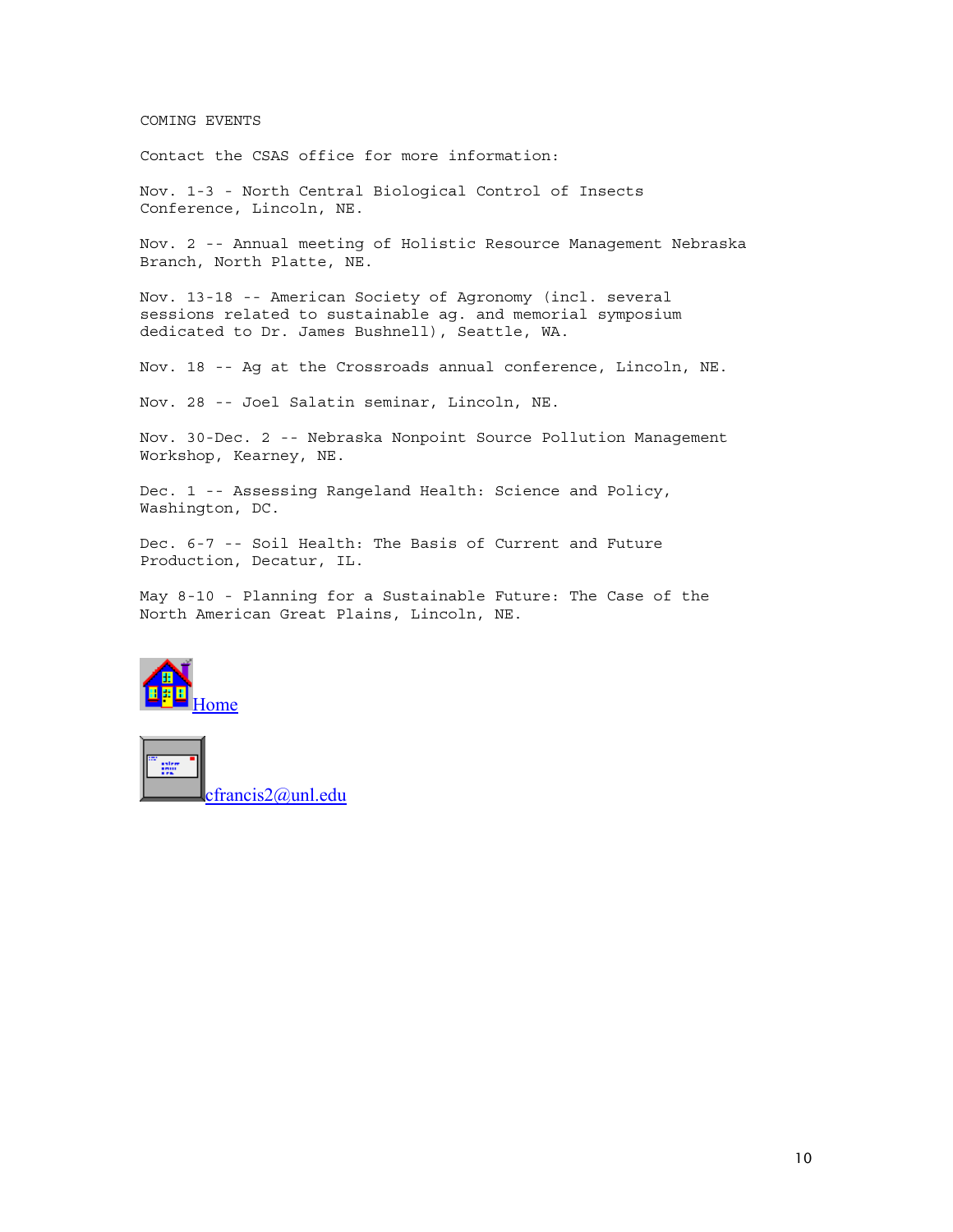## COMING EVENTS

Contact the CSAS office for more information:

Nov. 1-3 - North Central Biological Control of Insects Conference, Lincoln, NE.

Nov. 2 -- Annual meeting of Holistic Resource Management Nebraska Branch, North Platte, NE.

Nov. 13-18 -- American Society of Agronomy (incl. several sessions related to sustainable ag. and memorial symposium dedicated to Dr. James Bushnell), Seattle, WA.

Nov. 18 -- Ag at the Crossroads annual conference, Lincoln, NE.

Nov. 28 -- Joel Salatin seminar, Lincoln, NE.

Nov. 30-Dec. 2 -- Nebraska Nonpoint Source Pollution Management Workshop, Kearney, NE.

Dec. 1 -- Assessing Rangeland Health: Science and Policy, Washington, DC.

Dec. 6-7 -- Soil Health: The Basis of Current and Future Production, Decatur, IL.

May 8-10 - Planning for a Sustainable Future: The Case of the North American Great Plains, Lincoln, NE.

Home

cfrancis2@unl.edu